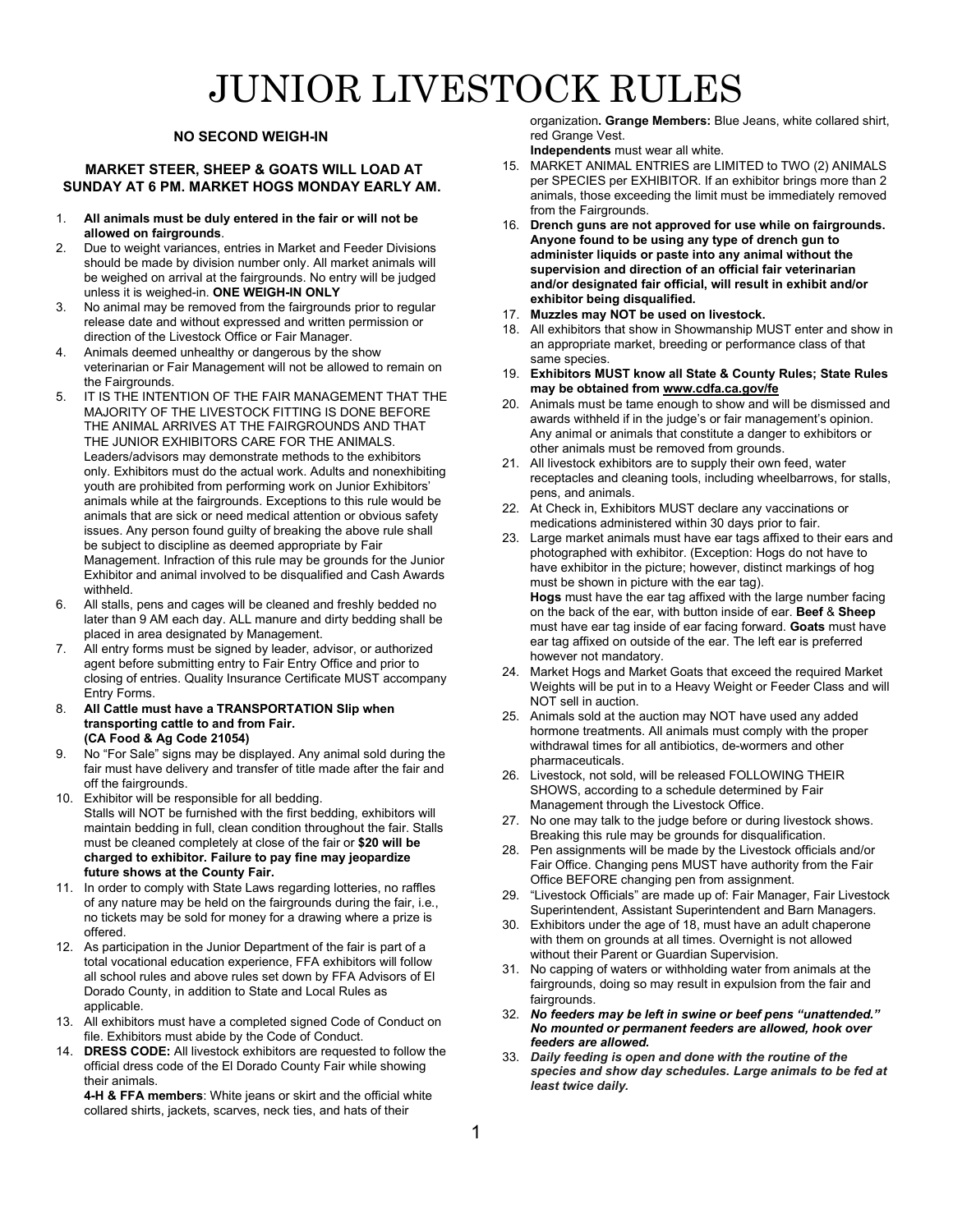# JUNIOR LIVESTOCK RULES

**NO SECOND WEIGH-IN**

**MARKET STEER, SHEEP & GOATS WILL LOAD AT SUNDAY AT 6 PM. MARKET HOGS MONDAY EARLY AM.**

1. **All animals must be duly entered in the fair or will not be allowed on fairgrounds**.
2. Due to weight variances, entries in Market and Feeder Divisions should be made by division number only. All market animals will be weighed on arrival at the fairgrounds. No entry will be judged unless it is weighed-in. **ONE WEIGH-IN ONLY**
3. No animal may be removed from the fairgrounds prior to regular release date and without expressed and written permission or direction of the Livestock Office or Fair Manager.
4. Animals deemed unhealthy or dangerous by the show veterinarian or Fair Management will not be allowed to remain on the Fairgrounds.
5. IT IS THE INTENTION OF THE FAIR MANAGEMENT THAT THE MAJORITY OF THE LIVESTOCK FITTING IS DONE BEFORE THE ANIMAL ARRIVES AT THE FAIRGROUNDS AND THAT THE JUNIOR EXHIBITORS CARE FOR THE ANIMALS. Leaders/advisors may demonstrate methods to the exhibitors only. Exhibitors must do the actual work. Adults and nonexhibiting youth are prohibited from performing work on Junior Exhibitors' animals while at the fairgrounds. Exceptions to this rule would be animals that are sick or need medical attention or obvious safety issues. Any person found guilty of breaking the above rule shall be subject to discipline as deemed appropriate by Fair Management. Infraction of this rule may be grounds for the Junior Exhibitor and animal involved to be disqualified and Cash Awards withheld.
6. All stalls, pens and cages will be cleaned and freshly bedded no later than 9 AM each day. ALL manure and dirty bedding shall be placed in area designated by Management.
7. All entry forms must be signed by leader, advisor, or authorized agent before submitting entry to Fair Entry Office and prior to closing of entries. Quality Insurance Certificate MUST accompany Entry Forms.
8. **All Cattle must have a TRANSPORTATION Slip when transporting cattle to and from Fair. (CA Food & Ag Code 21054)**
9. No "For Sale" signs may be displayed. Any animal sold during the fair must have delivery and transfer of title made after the fair and off the fairgrounds.
10. Exhibitor will be responsible for all bedding. Stalls will NOT be furnished with the first bedding, exhibitors will maintain bedding in full, clean condition throughout the fair. Stalls must be cleaned completely at close of the fair or **$20 will be charged to exhibitor. Failure to pay fine may jeopardize future shows at the County Fair.**
11. In order to comply with State Laws regarding lotteries, no raffles of any nature may be held on the fairgrounds during the fair, i.e., no tickets may be sold for money for a drawing where a prize is offered.
12. As participation in the Junior Department of the fair is part of a total vocational education experience, FFA exhibitors will follow all school rules and above rules set down by FFA Advisors of El Dorado County, in addition to State and Local Rules as applicable.
13. All exhibitors must have a completed signed Code of Conduct on file. Exhibitors must abide by the Code of Conduct.
14. **DRESS CODE:** All livestock exhibitors are requested to follow the official dress code of the El Dorado County Fair while showing their animals.
    **4-H & FFA members**: White jeans or skirt and the official white collared shirts, jackets, scarves, neck ties, and hats of their organization**. Grange Members:** Blue Jeans, white collared shirt, red Grange Vest.
    **Independents** must wear all white.
15. MARKET ANIMAL ENTRIES are LIMITED to TWO (2) ANIMALS per SPECIES per EXHIBITOR. If an exhibitor brings more than 2 animals, those exceeding the limit must be immediately removed from the Fairgrounds.
16. **Drench guns are not approved for use while on fairgrounds. Anyone found to be using any type of drench gun to administer liquids or paste into any animal without the supervision and direction of an official fair veterinarian and/or designated fair official, will result in exhibit and/or exhibitor being disqualified.**
17. **Muzzles may NOT be used on livestock.**
18. All exhibitors that show in Showmanship MUST enter and show in an appropriate market, breeding or performance class of that same species.
19. **Exhibitors MUST know all State & County Rules; State Rules may be obtained from www.cdfa.ca.gov/fe**
20. Animals must be tame enough to show and will be dismissed and awards withheld if in the judge's or fair management's opinion. Any animal or animals that constitute a danger to exhibitors or other animals must be removed from grounds.
21. All livestock exhibitors are to supply their own feed, water receptacles and cleaning tools, including wheelbarrows, for stalls, pens, and animals.
22. At Check in, Exhibitors MUST declare any vaccinations or medications administered within 30 days prior to fair.
23. Large market animals must have ear tags affixed to their ears and photographed with exhibitor. (Exception: Hogs do not have to have exhibitor in the picture; however, distinct markings of hog must be shown in picture with the ear tag).
    **Hogs** must have the ear tag affixed with the large number facing on the back of the ear, with button inside of ear. **Beef** & **Sheep** must have ear tag inside of ear facing forward. **Goats** must have ear tag affixed on outside of the ear. The left ear is preferred however not mandatory.
24. Market Hogs and Market Goats that exceed the required Market Weights will be put in to a Heavy Weight or Feeder Class and will NOT sell in auction.
25. Animals sold at the auction may NOT have used any added hormone treatments. All animals must comply with the proper withdrawal times for all antibiotics, de-wormers and other pharmaceuticals.
26. Livestock, not sold, will be released FOLLOWING THEIR SHOWS, according to a schedule determined by Fair Management through the Livestock Office.
27. No one may talk to the judge before or during livestock shows. Breaking this rule may be grounds for disqualification.
28. Pen assignments will be made by the Livestock officials and/or Fair Office. Changing pens MUST have authority from the Fair Office BEFORE changing pen from assignment.
29. "Livestock Officials" are made up of: Fair Manager, Fair Livestock Superintendent, Assistant Superintendent and Barn Managers.
30. Exhibitors under the age of 18, must have an adult chaperone with them on grounds at all times. Overnight is not allowed without their Parent or Guardian Supervision.
31. No capping of waters or withholding water from animals at the fairgrounds, doing so may result in expulsion from the fair and fairgrounds.
32. ***No feeders may be left in swine or beef pens "unattended." No mounted or permanent feeders are allowed, hook over feeders are allowed.***
33. ***Daily feeding is open and done with the routine of the species and show day schedules. Large animals to be fed at least twice daily.***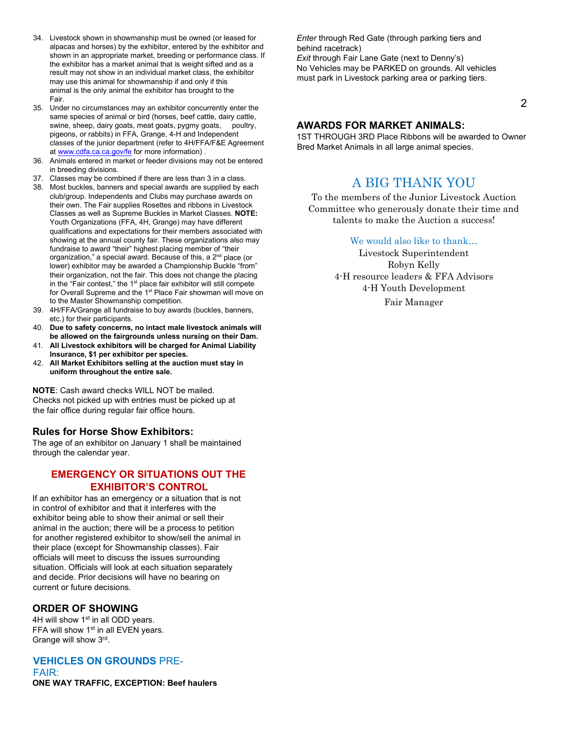34. Livestock shown in showmanship must be owned (or leased for alpacas and horses) by the exhibitor, entered by the exhibitor and shown in an appropriate market, breeding or performance class. If the exhibitor has a market animal that is weight sifted and as a result may not show in an individual market class, the exhibitor may use this animal for showmanship if and only if this animal is the only animal the exhibitor has brought to the Fair.
35. Under no circumstances may an exhibitor concurrently enter the same species of animal or bird (horses, beef cattle, dairy cattle, swine, sheep, dairy goats, meat goats, pygmy goats, poultry, pigeons, or rabbits) in FFA, Grange, 4-H and Independent classes of the junior department (refer to 4H/FFA/F&E Agreement at www.cdfa.ca.ca.gov/fe for more information) .
36. Animals entered in market or feeder divisions may not be entered in breeding divisions.
37. Classes may be combined if there are less than 3 in a class.
38. Most buckles, banners and special awards are supplied by each club/group. Independents and Clubs may purchase awards on their own. The Fair supplies Rosettes and ribbons in Livestock Classes as well as Supreme Buckles in Market Classes. **NOTE:** Youth Organizations (FFA, 4H, Grange) may have different qualifications and expectations for their members associated with showing at the annual county fair. These organizations also may fundraise to award "their" highest placing member of "their organization," a special award. Because of this, a 2nd place (or lower) exhibitor may be awarded a Championship Buckle "from" their organization, not the fair. This does not change the placing in the "Fair contest," the 1st place fair exhibitor will still compete for Overall Supreme and the 1st Place Fair showman will move on to the Master Showmanship competition.
39. 4H/FFA/Grange all fundraise to buy awards (buckles, banners, etc.) for their participants.
40. **Due to safety concerns, no intact male livestock animals will be allowed on the fairgrounds unless nursing on their Dam.**
41. **All Livestock exhibitors will be charged for Animal Liability Insurance, $1 per exhibitor per species.**
42. **All Market Exhibitors selling at the auction must stay in uniform throughout the entire sale.**

**NOTE**: Cash award checks WILL NOT be mailed. Checks not picked up with entries must be picked up at the fair office during regular fair office hours.

### Rules for Horse Show Exhibitors:

The age of an exhibitor on January 1 shall be maintained through the calendar year.

### EMERGENCY OR SITUATIONS OUT THE EXHIBITOR'S CONTROL

If an exhibitor has an emergency or a situation that is not in control of exhibitor and that it interferes with the exhibitor being able to show their animal or sell their animal in the auction; there will be a process to petition for another registered exhibitor to show/sell the animal in their place (except for Showmanship classes). Fair officials will meet to discuss the issues surrounding situation. Officials will look at each situation separately and decide. Prior decisions will have no bearing on current or future decisions.

### ORDER OF SHOWING

4H will show 1st in all ODD years.
FFA will show 1st in all EVEN years.
Grange will show 3rd.

### VEHICLES ON GROUNDS PRE-FAIR:

**ONE WAY TRAFFIC, EXCEPTION: Beef haulers**

*Enter* through Red Gate (through parking tiers and behind racetrack)
*Exit* through Fair Lane Gate (next to Denny's)
No Vehicles may be PARKED on grounds. All vehicles must park in Livestock parking area or parking tiers.

### AWARDS FOR MARKET ANIMALS:

1ST THROUGH 3RD Place Ribbons will be awarded to Owner Bred Market Animals in all large animal species.

## A BIG THANK YOU

To the members of the Junior Livestock Auction Committee who generously donate their time and talents to make the Auction a success!

We would also like to thank…

Livestock Superintendent
Robyn Kelly
4-H resource leaders & FFA Advisors
4-H Youth Development
Fair Manager